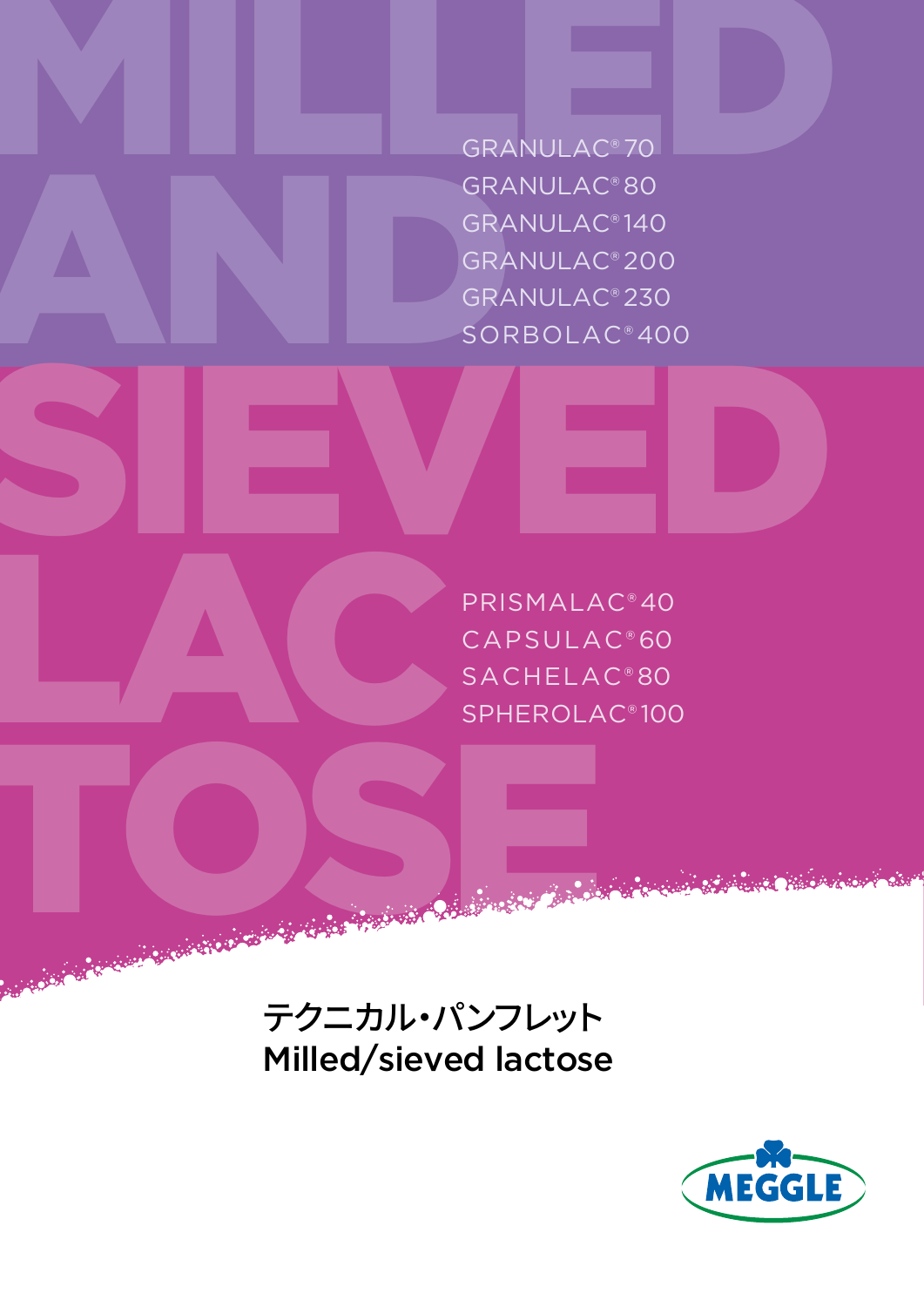# MILLED AND SIEVED LACTOSE

GRANULAC® 70
GRANULAC® 80
GRANULAC® 140
GRANULAC® 200
GRANULAC® 230
SORBOLAC® 400

PRISMALAC® 40
CAPSULAC® 60
SACHELAC® 80
SPHEROLAC® 100

## テクニカル・パンフレット
## Milled/sieved lactose

MEGGLE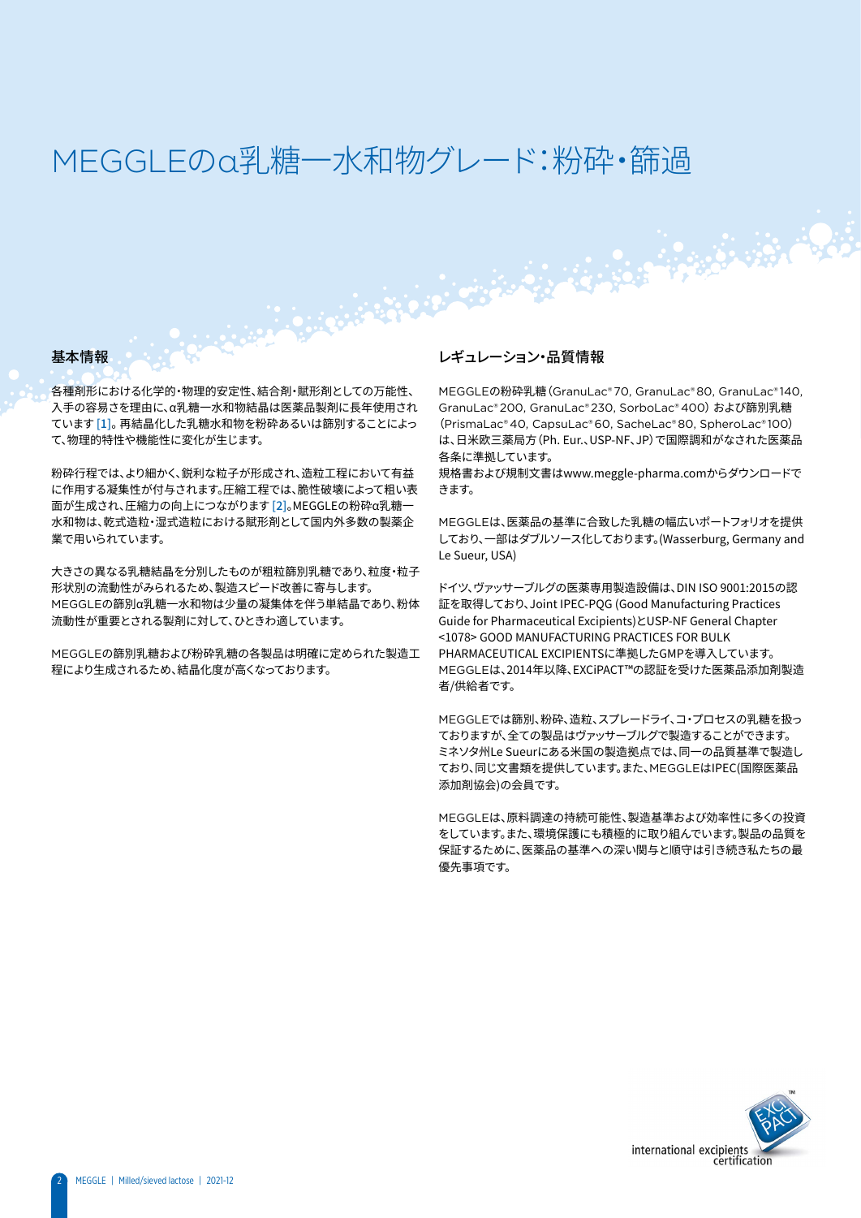# MEGGLEのα乳糖一水和物グレード：粉砕・篩過

## 基本情報

各種剤形における化学的・物理的安定性、結合剤・賦形剤としての万能性、入手の容易さを理由に、α乳糖一水和物結晶は医薬品製剤に長年使用されています [1]。再結晶化した乳糖水和物を粉砕あるいは篩別することによって、物理的特性や機能性に変化が生じます。

粉砕行程では、より細かく、鋭利な粒子が形成され、造粒工程において有益に作用する凝集性が付与されます。圧縮工程では、脆性破壊によって粗い表面が生成され、圧縮力の向上につながります [2]。MEGGLEの粉砕α乳糖一水和物は、乾式造粒・湿式造粒における賦形剤として国内外多数の製薬企業で用いられています。

大きさの異なる乳糖結晶を分別したものが粗粒篩別乳糖であり、粒度・粒子形状別の流動性がみられるため、製造スピード改善に寄与します。MEGGLEの篩別α乳糖一水和物は少量の凝集体を伴う単結晶であり、粉体流動性が重要とされる製剤に対して、ひときわ適しています。

MEGGLEの篩別乳糖および粉砕乳糖の各製品は明確に定められた製造工程により生成されるため、結晶化度が高くなっております。

## レギュレーション・品質情報

MEGGLEの粉砕乳糖（GranuLac® 70, GranuLac® 80, GranuLac® 140, GranuLac® 200, GranuLac® 230, SorboLac® 400）および篩別乳糖（PrismaLac® 40, CapsuLac® 60, SacheLac® 80, SpheroLac® 100）は、日米欧三薬局方（Ph. Eur.、USP-NF、JP）で国際調和がなされた医薬品各条に準拠しています。
規格書および規制文書はwww.meggle-pharma.comからダウンロードできます。

MEGGLEは、医薬品の基準に合致した乳糖の幅広いポートフォリオを提供しており、一部はダブルソース化しております。(Wasserburg, Germany and Le Sueur, USA)

ドイツ、ヴァッサーブルグの医薬専用製造設備は、DIN ISO 9001:2015の認証を取得しており、Joint IPEC-PQG (Good Manufacturing Practices Guide for Pharmaceutical Excipients)とUSP-NF General Chapter <1078> GOOD MANUFACTURING PRACTICES FOR BULK PHARMACEUTICAL EXCIPIENTSに準拠したGMPを導入しています。MEGGLEは、2014年以降、EXCiPACT™の認証を受けた医薬品添加剤製造者/供給者です。

MEGGLEでは篩別、粉砕、造粒、スプレードライ、コ・プロセスの乳糖を扱っておりますが、全ての製品はヴァッサーブルグで製造することができます。ミネソタ州Le Sueurにある米国の製造拠点では、同一の品質基準で製造しており、同じ文書類を提供しています。また、MEGGLEはIPEC(国際医薬品添加剤協会)の会員です。

MEGGLEは、原料調達の持続可能性、製造基準および効率性に多くの投資をしています。また、環境保護にも積極的に取り組んでいます。製品の品質を保証するために、医薬品の基準への深い関与と順守は引き続き私たちの最優先事項です。

EXCiPACT™ international excipients certification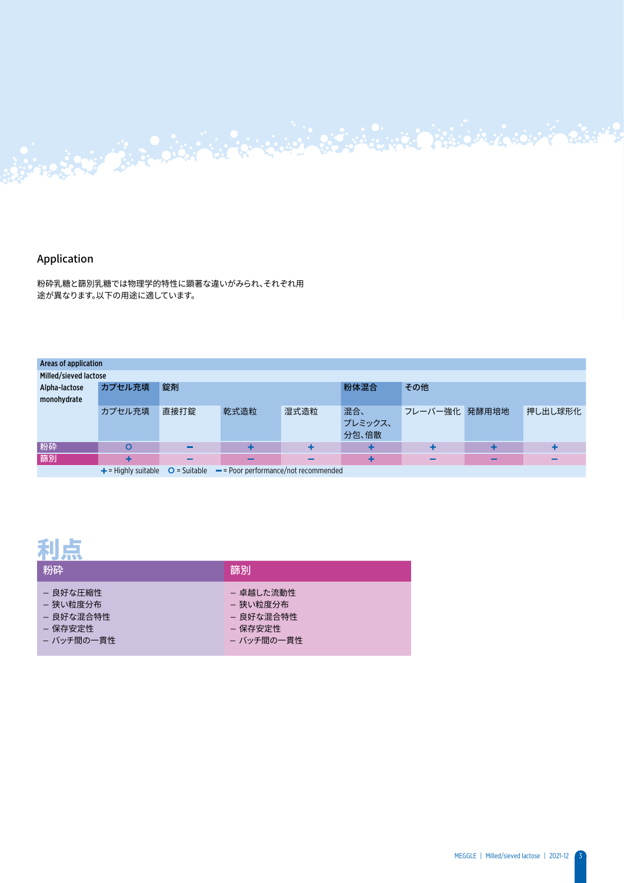## Application

粉砕乳糖と篩別乳糖では物理学的特性に顕著な違いがみられ、それぞれ用途が異なります。以下の用途に適しています。

| Areas of application | | | | | | | | |
|---|---|---|---|---|---|---|---|---|
| Milled/sieved lactose | | | | | | | | |
| Alpha-lactose monohydrate | カプセル充填 | 錠剤 | | | 粉体混合 | その他 | | |
| | カプセル充填 | 直接打錠 | 乾式造粒 | 湿式造粒 | 混合、プレミックス、分包、倍散 | フレーバー強化 | 発酵用培地 | 押し出し球形化 |
| 粉砕 | O | – | + | + | + | + | + | + |
| 篩別 | + | – | – | – | + | – | – | – |

+ = Highly suitable　O = Suitable　– = Poor performance/not recommended

## 利点

| 粉砕 | 篩別 |
|---|---|
| – 良好な圧縮性<br>– 狭い粒度分布<br>– 良好な混合特性<br>– 保存安定性<br>– バッチ間の一貫性 | – 卓越した流動性<br>– 狭い粒度分布<br>– 良好な混合特性<br>– 保存安定性<br>– バッチ間の一貫性 |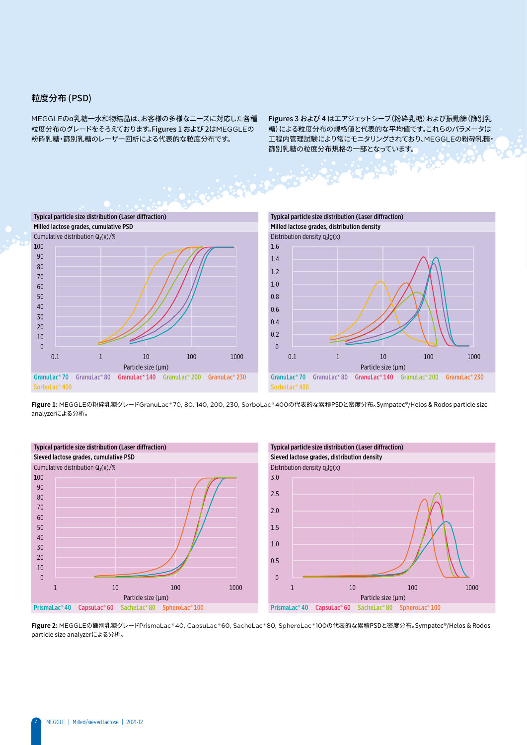## 粒度分布 (PSD)

MEGGLEのα乳糖一水和物結晶は､お客様の多様なニーズに対応した各種粒度分布のグレードをそろえております｡**Figures 1 および 2**はMEGGLEの粉砕乳糖･篩別乳糖のレーザー回析による代表的な粒度分布です｡

**Figures 3 および 4** はエアジェットシーブ（粉砕乳糖）および振動篩（篩別乳糖）による粒度分布の規格値と代表的な平均値です｡これらのパラメータは工程内管理試験により常にモニタリングされており､MEGGLEの粉砕乳糖･篩別乳糖の粒度分布規格の一部となっています｡

**Typical particle size distribution (Laser diffraction)**
Milled lactose grades, cumulative PSD
Cumulative distribution $Q_3(x)$/%
Particle size (µm)
GranuLac® 70, GranuLac® 80, GranuLac® 140, GranuLac® 200, GranuLac® 230, SorboLac® 400

**Typical particle size distribution (Laser diffraction)**
Milled lactose grades, distribution density
Distribution density $q_3lg(x)$
Particle size (µm)
GranuLac® 70, GranuLac® 80, GranuLac® 140, GranuLac® 200, GranuLac® 230, SorboLac® 400

**Figure 1:** MEGGLEの粉砕乳糖グレードGranuLac®70, 80, 140, 200, 230, SorboLac®400の代表的な累積PSDと密度分布。Sympatec®/Helos & Rodos particle size analyzerによる分析。

**Typical particle size distribution (Laser diffraction)**
Sieved lactose grades, cumulative PSD
Cumulative distribution $Q_3(x)$/%
Particle size (µm)
PrismaLac® 40, CapsuLac® 60, SacheLac® 80, SpheroLac® 100

**Typical particle size distribution (Laser diffraction)**
Sieved lactose grades, distribution density
Distribution density $q_3lg(x)$
Particle size (µm)
PrismaLac® 40, CapsuLac® 60, SacheLac® 80, SpheroLac® 100

**Figure 2:** MEGGLEの篩別乳糖グレードPrismaLac®40, CapsuLac®60, SacheLac®80, SpheroLac®100の代表的な累積PSDと密度分布。Sympatec®/Helos & Rodos particle size analyzerによる分析。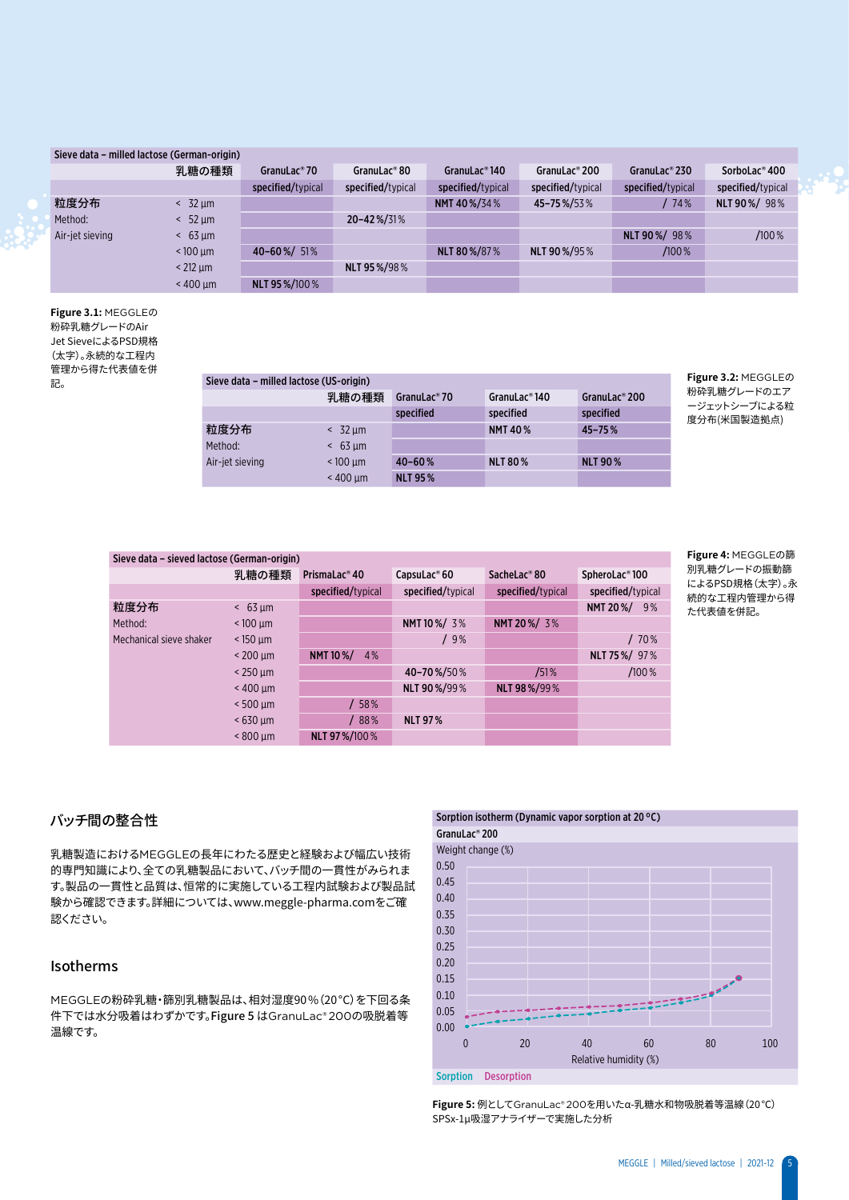| Sieve data – milled lactose (German-origin) | | | | | | | |
|---|---|---|---|---|---|---|---|
| | 乳糖の種類 | GranuLac® 70 | GranuLac® 80 | GranuLac® 140 | GranuLac® 200 | GranuLac® 230 | SorboLac® 400 |
| | | specified/typical | specified/typical | specified/typical | specified/typical | specified/typical | specified/typical |
| **粒度分布** | < 32 µm | | | NMT 40 %/34 % | 45–75 %/53 % | / 74 % | NLT 90 %/ 98 % |
| Method: | < 52 µm | | 20–42 %/31 % | | | | |
| Air-jet sieving | < 63 µm | | | | | NLT 90 %/ 98 % | /100 % |
| | < 100 µm | 40–60 %/ 51 % | | NLT 80 %/87 % | NLT 90 %/95 % | /100 % | |
| | < 212 µm | | NLT 95 %/98 % | | | | |
| | < 400 µm | NLT 95 %/100 % | | | | | |

**Figure 3.1:** MEGGLEの粉砕乳糖グレードのAir Jet SieveによるPSD規格（太字）。永続的な工程内管理から得た代表値を併記。

| Sieve data – milled lactose (US-origin) | | | | |
|---|---|---|---|---|
| | 乳糖の種類 | GranuLac® 70 | GranuLac® 140 | GranuLac® 200 |
| | | specified | specified | specified |
| **粒度分布** | < 32 µm | | NMT 40 % | 45–75 % |
| Method: | < 63 µm | | | |
| Air-jet sieving | < 100 µm | 40–60 % | NLT 80 % | NLT 90 % |
| | < 400 µm | NLT 95 % | | |

**Figure 3.2:** MEGGLEの粉砕乳糖グレードのエアージェットシーブによる粒度分布（米国製造拠点）

| Sieve data – sieved lactose (German-origin) | | | | | |
|---|---|---|---|---|---|
| | 乳糖の種類 | PrismaLac® 40 | CapsuLac® 60 | SacheLac® 80 | SpheroLac® 100 |
| | | specified/typical | specified/typical | specified/typical | specified/typical |
| **粒度分布** | < 63 µm | | | | NMT 20 %/ 9 % |
| Method: | < 100 µm | | NMT 10 %/ 3 % | NMT 20 %/ 3 % | |
| Mechanical sieve shaker | < 150 µm | | / 9 % | | / 70 % |
| | < 200 µm | NMT 10 %/ 4 % | | | NLT 75 %/ 97 % |
| | < 250 µm | | 40–70 %/50 % | /51 % | /100 % |
| | < 400 µm | | NLT 90 %/99 % | NLT 98 %/99 % | |
| | < 500 µm | / 58 % | | | |
| | < 630 µm | / 88 % | NLT 97 % | | |
| | < 800 µm | NLT 97 %/100 % | | | |

**Figure 4:** MEGGLEの篩別乳糖グレードの振動篩によるPSD規格（太字）。永続的な工程内管理から得た代表値を併記。

## バッチ間の整合性

乳糖製造におけるMEGGLEの長年にわたる歴史と経験および幅広い技術的専門知識により、全ての乳糖製品において、バッチ間の一貫性がみられます。製品の一貫性と品質は、恒常的に実施している工程内試験および製品試験から確認できます。詳細については、www.meggle-pharma.comをご確認ください。

## Isotherms

MEGGLEの粉砕乳糖・篩別乳糖製品は、相対湿度90％（20°C）を下回る条件下では水分吸着はわずかです。**Figure 5** はGranuLac® 200の吸脱着等温線です。

Sorption isotherm (Dynamic vapor sorption at 20 °C)
GranuLac® 200

**Figure 5:** 例としてGranuLac® 200を用いたα-乳糖水和物吸脱着等温線（20°C）SPSx-1µ吸湿アナライザーで実施した分析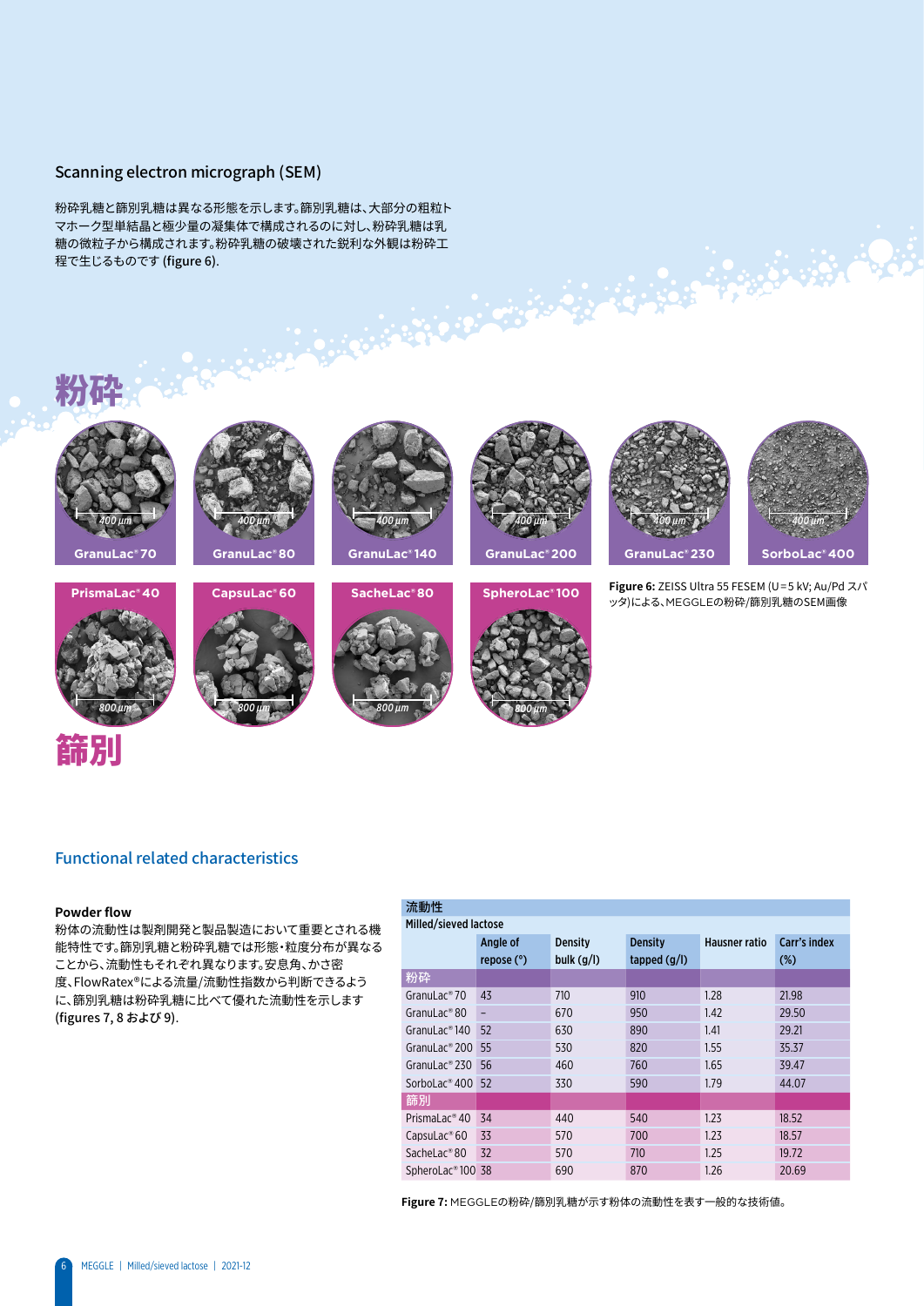## Scanning electron micrograph (SEM)

粉砕乳糖と篩別乳糖は異なる形態を示します。篩別乳糖は、大部分の粗粒トマホーク型単結晶と極少量の凝集体で構成されるのに対し、粉砕乳糖は乳糖の微粒子から構成されます。粉砕乳糖の破壊された鋭利な外観は粉砕工程で生じるものです (figure 6).

粉砕

GranuLac® 70　GranuLac® 80　GranuLac® 140　GranuLac® 200　GranuLac® 230　SorboLac® 400

PrismaLac® 40　CapsuLac® 60　SacheLac® 80　SpheroLac® 100

篩別

**Figure 6:** ZEISS Ultra 55 FESEM (U=5 kV; Au/Pd スパッタ)による、MEGGLEの粉砕/篩別乳糖のSEM画像

## Functional related characteristics

### Powder flow

粉体の流動性は製剤開発と製品製造において重要とされる機能特性です。篩別乳糖と粉砕乳糖では形態・粒度分布が異なることから、流動性もそれぞれ異なります。安息角、かさ密度、FlowRatex®による流量/流動性指数から判断できるように、篩別乳糖は粉砕乳糖に比べて優れた流動性を示します (figures 7, 8 および 9).

**流動性**

| Milled/sieved lactose | Angle of repose (°) | Density bulk (g/l) | Density tapped (g/l) | Hausner ratio | Carr's index (%) |
|---|---|---|---|---|---|
| **粉砕** | | | | | |
| GranuLac® 70 | 43 | 710 | 910 | 1.28 | 21.98 |
| GranuLac® 80 | – | 670 | 950 | 1.42 | 29.50 |
| GranuLac® 140 | 52 | 630 | 890 | 1.41 | 29.21 |
| GranuLac® 200 | 55 | 530 | 820 | 1.55 | 35.37 |
| GranuLac® 230 | 56 | 460 | 760 | 1.65 | 39.47 |
| SorboLac® 400 | 52 | 330 | 590 | 1.79 | 44.07 |
| **篩別** | | | | | |
| PrismaLac® 40 | 34 | 440 | 540 | 1.23 | 18.52 |
| CapsuLac® 60 | 33 | 570 | 700 | 1.23 | 18.57 |
| SacheLac® 80 | 32 | 570 | 710 | 1.25 | 19.72 |
| SpheroLac® 100 | 38 | 690 | 870 | 1.26 | 20.69 |

**Figure 7:** MEGGLEの粉砕/篩別乳糖が示す粉体の流動性を表す一般的な技術値。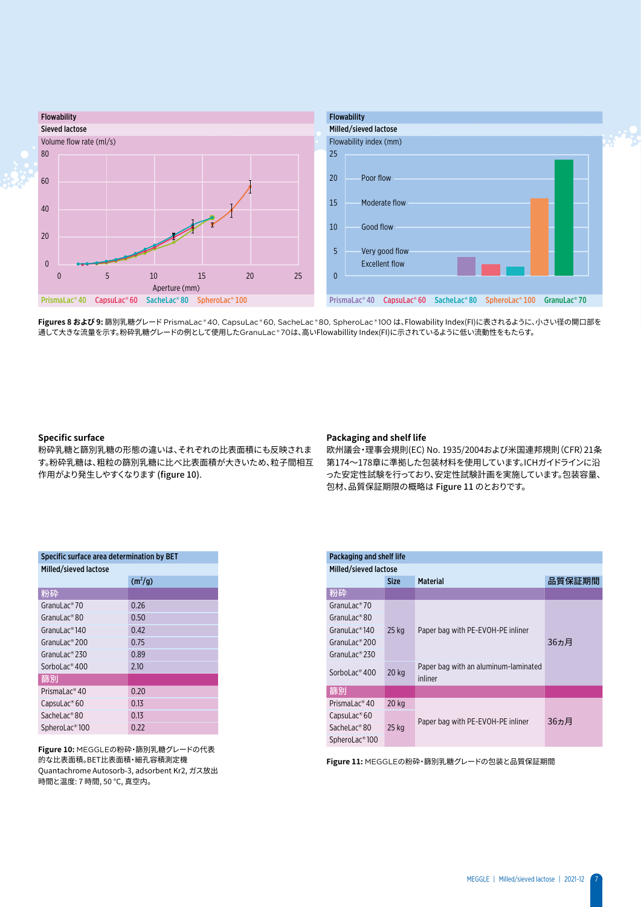**Flowability**

**Sieved lactose**

Volume flow rate (ml/s)

Aperture (mm)

PrismaLac® 40　CapsuLac® 60　SacheLac® 80　SpheroLac® 100

**Flowability**

**Milled/sieved lactose**

Flowability index (mm)

Poor flow / Moderate flow / Good flow / Very good flow / Excellent flow

PrismaLac® 40　CapsuLac® 60　SacheLac® 80　SpheroLac® 100　GranuLac® 70

**Figures 8 および 9:** 篩別乳糖グレード PrismaLac® 40, CapsuLac® 60, SacheLac® 80, SpheroLac® 100 は、Flowability Index(FI)に表されるように、小さい径の開口部を通して大きな流量を示す。粉砕乳糖グレードの例として使用したGranuLac® 70は、高いFlowabillity Index(FI)に示されているように低い流動性をもたらす。

### Specific surface

粉砕乳糖と篩別乳糖の形態の違いは、それぞれの比表面積にも反映されます。粉砕乳糖は、粗粒の篩別乳糖に比べ比表面積が大きいため、粒子間相互作用がより発生しやすくなります (figure 10).

| Specific surface area determination by BET | |
|---|---|
| Milled/sieved lactose | ($m^2$/g) |
| **粉砕** | |
| GranuLac® 70 | 0.26 |
| GranuLac® 80 | 0.50 |
| GranuLac® 140 | 0.42 |
| GranuLac® 200 | 0.75 |
| GranuLac® 230 | 0.89 |
| SorboLac® 400 | 2.10 |
| **篩別** | |
| PrismaLac® 40 | 0.20 |
| CapsuLac® 60 | 0.13 |
| SacheLac® 80 | 0.13 |
| SpheroLac® 100 | 0.22 |

**Figure 10:** MEGGLEの粉砕・篩別乳糖グレードの代表的な比表面積。BET比表面積・細孔容積測定機 Quantachrome Autosorb-3, adsorbent Kr2, ガス放出時間と温度: 7 時間, 50 °C, 真空内。

### Packaging and shelf life

欧州議会・理事会規則(EC) No. 1935/2004および米国連邦規則(CFR) 21条第174～178章に準拠した包装材料を使用しています。ICHガイドラインに沿った安定性試験を行っており、安定性試験計画を実施しています。包装容量、包材、品質保証期限の概略は Figure 11 のとおりです。

| Packaging and shelf life | | | |
|---|---|---|---|
| Milled/sieved lactose | Size | Material | 品質保証期間 |
| **粉砕** | | | |
| GranuLac® 70 | 25 kg | Paper bag with PE-EVOH-PE inliner | 36カ月 |
| GranuLac® 80 | 25 kg | Paper bag with PE-EVOH-PE inliner | 36カ月 |
| GranuLac® 140 | 25 kg | Paper bag with PE-EVOH-PE inliner | 36カ月 |
| GranuLac® 200 | 25 kg | Paper bag with PE-EVOH-PE inliner | 36カ月 |
| GranuLac® 230 | 25 kg | Paper bag with PE-EVOH-PE inliner | 36カ月 |
| SorboLac® 400 | 20 kg | Paper bag with an aluminum-laminated inliner | 36カ月 |
| **篩別** | | | |
| PrismaLac® 40 | 20 kg | Paper bag with PE-EVOH-PE inliner | 36カ月 |
| CapsuLac® 60 | 25 kg | Paper bag with PE-EVOH-PE inliner | 36カ月 |
| SacheLac® 80 | 25 kg | Paper bag with PE-EVOH-PE inliner | 36カ月 |
| SpheroLac® 100 | 25 kg | Paper bag with PE-EVOH-PE inliner | 36カ月 |

**Figure 11:** MEGGLEの粉砕・篩別乳糖グレードの包装と品質保証期間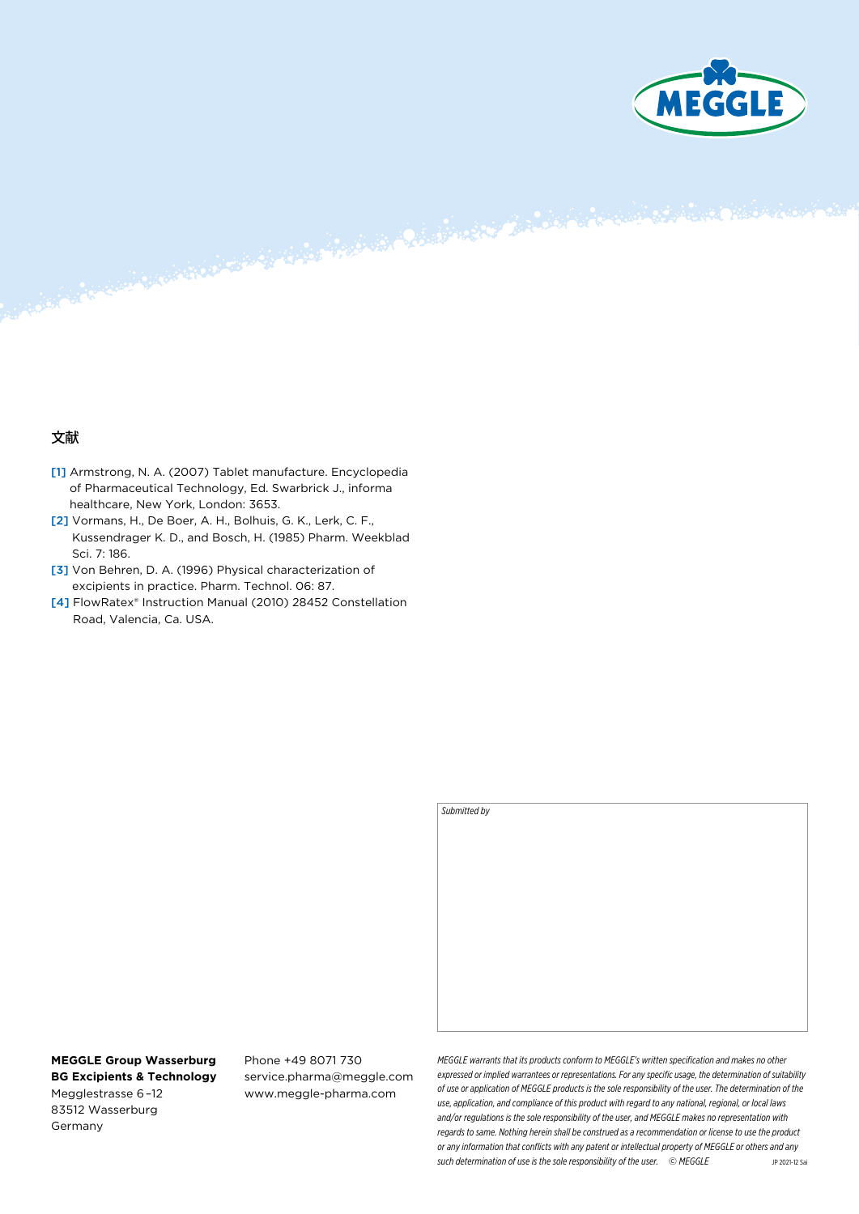## 文献

[1] Armstrong, N. A. (2007) Tablet manufacture. Encyclopedia of Pharmaceutical Technology, Ed. Swarbrick J., informa healthcare, New York, London: 3653.
[2] Vormans, H., De Boer, A. H., Bolhuis, G. K., Lerk, C. F., Kussendrager K. D., and Bosch, H. (1985) Pharm. Weekblad Sci. 7: 186.
[3] Von Behren, D. A. (1996) Physical characterization of excipients in practice. Pharm. Technol. 06: 87.
[4] FlowRatex® Instruction Manual (2010) 28452 Constellation Road, Valencia, Ca. USA.

*Submitted by*

**MEGGLE Group Wasserburg**
**BG Excipients & Technology**
Megglestrasse 6–12
83512 Wasserburg
Germany

Phone +49 8071 730
service.pharma@meggle.com
www.meggle-pharma.com

*MEGGLE warrants that its products conform to MEGGLE's written specification and makes no other expressed or implied warrantees or representations. For any specific usage, the determination of suitability of use or application of MEGGLE products is the sole responsibility of the user. The determination of the use, application, and compliance of this product with regard to any national, regional, or local laws and/or regulations is the sole responsibility of the user, and MEGGLE makes no representation with regards to same. Nothing herein shall be construed as a recommendation or license to use the product or any information that conflicts with any patent or intellectual property of MEGGLE or others and any such determination of use is the sole responsibility of the user. © MEGGLE*

JP 2021-12 Sai